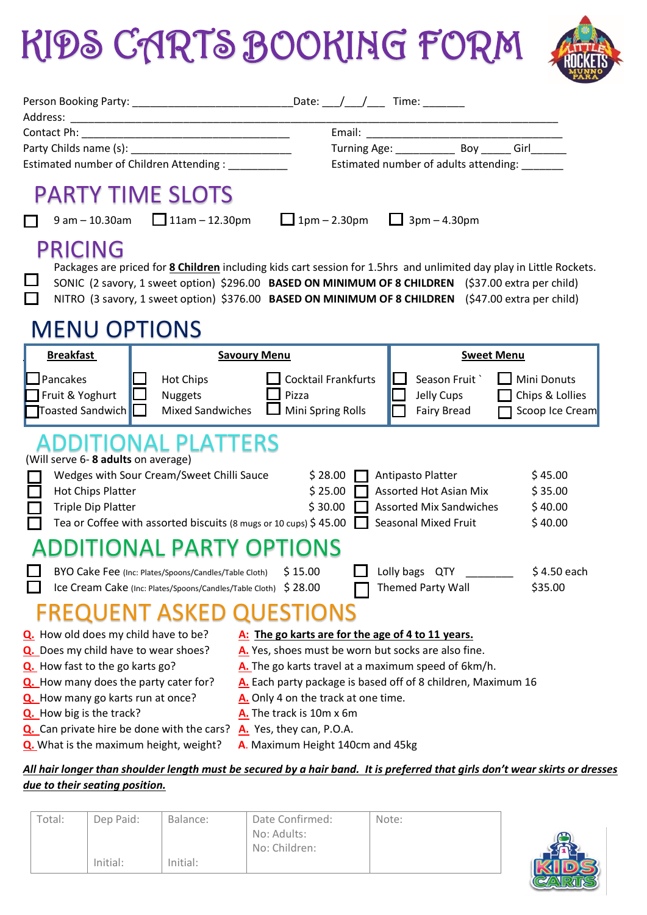# KIDS CARTS BOOKING FORM

Person Booking Party: ___________________________ Date: ___/___/___ Time: _______

Address: ___________________________________________________________________________

Contact Ph: ___________________________________ Email: _________________________________

Party Childs name (s): ___________________________ Turning Age: __________ Boy _____ Girl______

Estimated number of Children Attending : __________ Estimated number of adults attending: _______

## PARTY TIME SLOTS

☐ 9 am – 10.30am ☐ 11am – 12.30pm ☐ 1pm – 2.30pm ☐ 3pm – 4.30pm

## PRICING

Packages are priced for **8 Children** including kids cart session for 1.5hrs and unlimited day play in Little Rockets.

☐ SONIC (2 savory, 1 sweet option) $296.00 **BASED ON MINIMUM OF 8 CHILDREN** ($37.00 extra per child)

☐ NITRO (3 savory, 1 sweet option) $376.00 **BASED ON MINIMUM OF 8 CHILDREN** ($47.00 extra per child)

## MENU OPTIONS

| Breakfast | Savoury Menu | | Sweet Menu | |
|---|---|---|---|---|
| ☐ Pancakes | ☐ Hot Chips | ☐ Cocktail Frankfurts | ☐ Season Fruit ` | ☐ Mini Donuts |
| ☐ Fruit & Yoghurt | ☐ Nuggets | ☐ Pizza | ☐ Jelly Cups | ☐ Chips & Lollies |
| ☐ Toasted Sandwich | ☐ Mixed Sandwiches | ☐ Mini Spring Rolls | ☐ Fairy Bread | ☐ Scoop Ice Cream |

## ADDITIONAL PLATTERS

(Will serve 6- **8 adults** on average)

| | Item | Price | | Item | Price |
|---|---|---|---|---|---|
| ☐ | Wedges with Sour Cream/Sweet Chilli Sauce | $ 28.00 | ☐ | Antipasto Platter | $ 45.00 |
| ☐ | Hot Chips Platter | $ 25.00 | ☐ | Assorted Hot Asian Mix | $ 35.00 |
| ☐ | Triple Dip Platter | $ 30.00 | ☐ | Assorted Mix Sandwiches | $ 40.00 |
| ☐ | Tea or Coffee with assorted biscuits (8 mugs or 10 cups) | $ 45.00 | ☐ | Seasonal Mixed Fruit | $ 40.00 |

## ADDITIONAL PARTY OPTIONS

| | Item | Price | | Item | Price |
|---|---|---|---|---|---|
| ☐ | BYO Cake Fee (Inc: Plates/Spoons/Candles/Table Cloth) | $ 15.00 | ☐ | Lolly bags QTY ________ | $ 4.50 each |
| ☐ | Ice Cream Cake (Inc: Plates/Spoons/Candles/Table Cloth) | $ 28.00 | ☐ | Themed Party Wall | $35.00 |

## FREQUENT ASKED QUESTIONS

**Q.** How old does my child have to be? **A:** **The go karts are for the age of 4 to 11 years.**

**Q.** Does my child have to wear shoes? **A.** Yes, shoes must be worn but socks are also fine.

**Q.** How fast to the go karts go? **A.** The go karts travel at a maximum speed of 6km/h.

**Q.** How many does the party cater for? **A.** Each party package is based off of 8 children, Maximum 16

**Q.** How many go karts run at once? **A.** Only 4 on the track at one time.

**Q.** How big is the track? **A.** The track is 10m x 6m

**Q.** Can private hire be done with the cars? **A.** Yes, they can, P.O.A.

**Q.** What is the maximum height, weight? **A.** Maximum Height 140cm and 45kg

***All hair longer than shoulder length must be secured by a hair band. It is preferred that girls don't wear skirts or dresses due to their seating position.***

| Total: | Dep Paid: | Balance: | Date Confirmed: | Note: |
|---|---|---|---|---|
| | | | No: Adults: | |
| | | | No: Children: | |
| | Initial: | Initial: | | |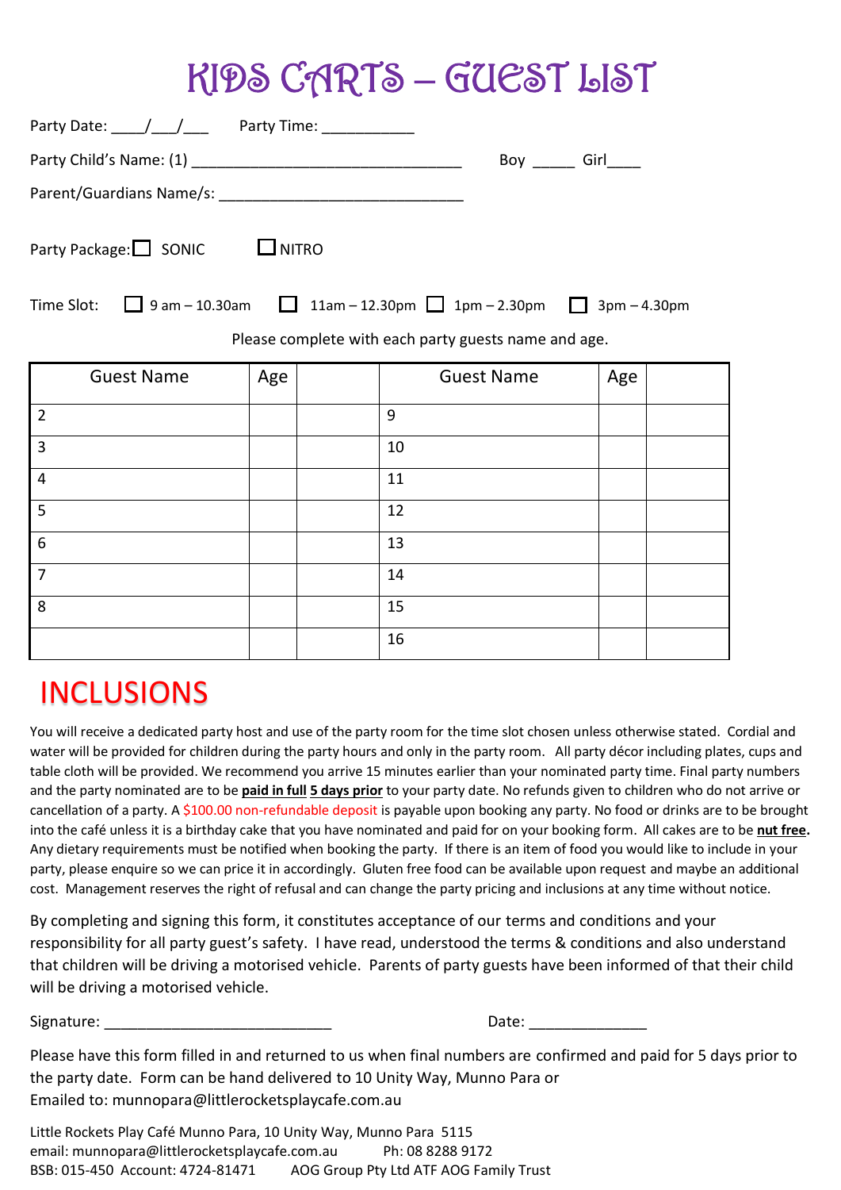# KIDS CARTS – GUEST LIST

Party Date: ____/___/___ Party Time: ___________

Party Child's Name: (1) _________________________________ Boy _____ Girl____

Parent/Guardians Name/s: ______________________________

Party Package: ☐ SONIC ☐ NITRO

Time Slot: ☐ 9 am – 10.30am ☐ 11am – 12.30pm ☐ 1pm – 2.30pm ☐ 3pm – 4.30pm

Please complete with each party guests name and age.

| Guest Name | Age | | Guest Name | Age | |
|---|---|---|---|---|---|
| 2 | | | 9 | | |
| 3 | | | 10 | | |
| 4 | | | 11 | | |
| 5 | | | 12 | | |
| 6 | | | 13 | | |
| 7 | | | 14 | | |
| 8 | | | 15 | | |
| | | | 16 | | |

## INCLUSIONS

You will receive a dedicated party host and use of the party room for the time slot chosen unless otherwise stated. Cordial and water will be provided for children during the party hours and only in the party room. All party décor including plates, cups and table cloth will be provided. We recommend you arrive 15 minutes earlier than your nominated party time. Final party numbers and the party nominated are to be **paid in full** **5 days prior** to your party date. No refunds given to children who do not arrive or cancellation of a party. A $100.00 non-refundable deposit is payable upon booking any party. No food or drinks are to be brought into the café unless it is a birthday cake that you have nominated and paid for on your booking form. All cakes are to be **nut free**. Any dietary requirements must be notified when booking the party. If there is an item of food you would like to include in your party, please enquire so we can price it in accordingly. Gluten free food can be available upon request and maybe an additional cost. Management reserves the right of refusal and can change the party pricing and inclusions at any time without notice.

By completing and signing this form, it constitutes acceptance of our terms and conditions and your responsibility for all party guest's safety. I have read, understood the terms & conditions and also understand that children will be driving a motorised vehicle. Parents of party guests have been informed of that their child will be driving a motorised vehicle.

Signature: ___________________________ Date: ______________

Please have this form filled in and returned to us when final numbers are confirmed and paid for 5 days prior to the party date. Form can be hand delivered to 10 Unity Way, Munno Para or
Emailed to: munnopara@littlerocketsplaycafe.com.au

Little Rockets Play Café Munno Para, 10 Unity Way, Munno Para 5115
email: munnopara@littlerocketsplaycafe.com.au Ph: 08 8288 9172
BSB: 015-450 Account: 4724-81471 AOG Group Pty Ltd ATF AOG Family Trust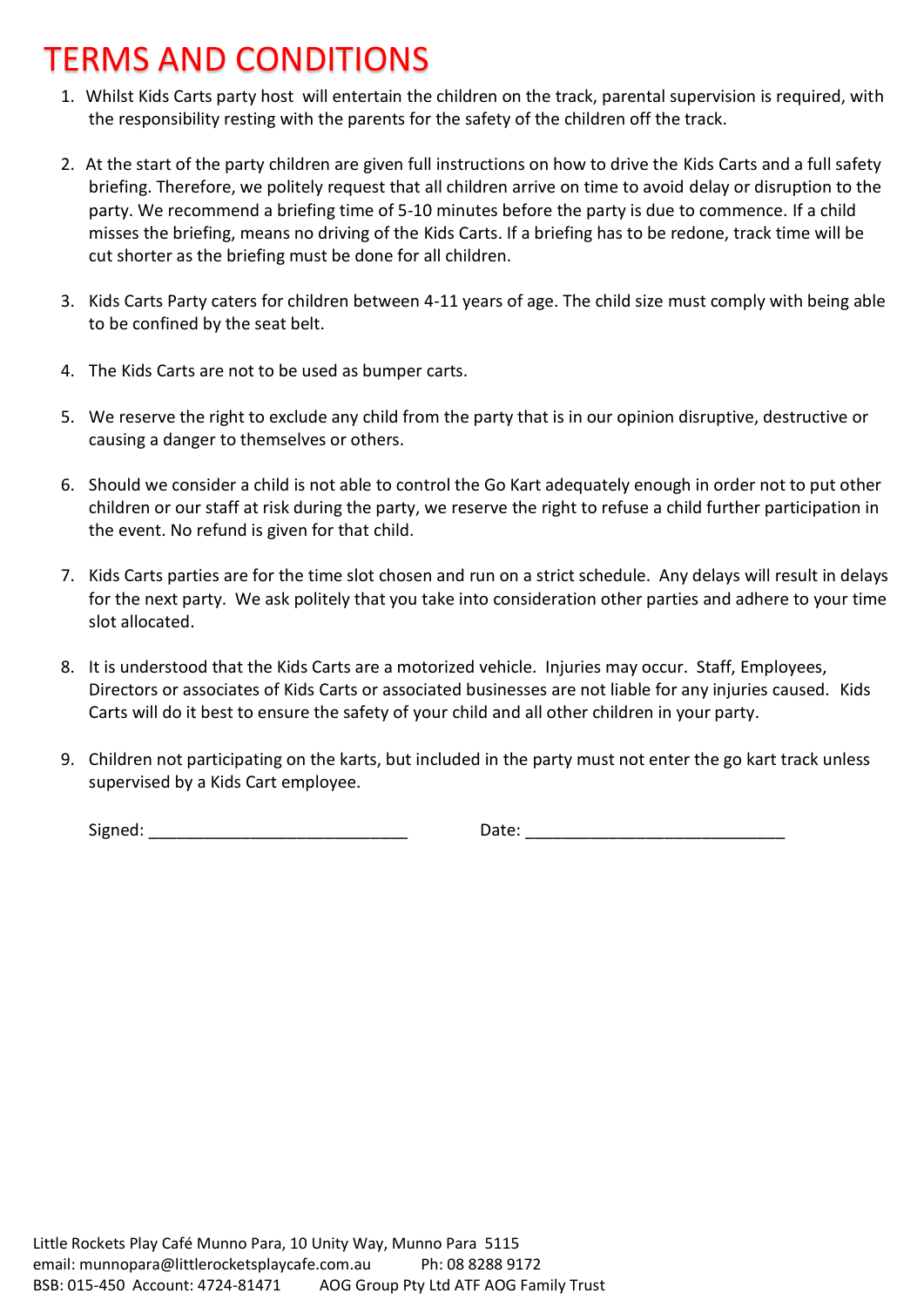# TERMS AND CONDITIONS

1. Whilst Kids Carts party host will entertain the children on the track, parental supervision is required, with the responsibility resting with the parents for the safety of the children off the track.

2. At the start of the party children are given full instructions on how to drive the Kids Carts and a full safety briefing. Therefore, we politely request that all children arrive on time to avoid delay or disruption to the party. We recommend a briefing time of 5-10 minutes before the party is due to commence. If a child misses the briefing, means no driving of the Kids Carts. If a briefing has to be redone, track time will be cut shorter as the briefing must be done for all children.

3. Kids Carts Party caters for children between 4-11 years of age. The child size must comply with being able to be confined by the seat belt.

4. The Kids Carts are not to be used as bumper carts.

5. We reserve the right to exclude any child from the party that is in our opinion disruptive, destructive or causing a danger to themselves or others.

6. Should we consider a child is not able to control the Go Kart adequately enough in order not to put other children or our staff at risk during the party, we reserve the right to refuse a child further participation in the event. No refund is given for that child.

7. Kids Carts parties are for the time slot chosen and run on a strict schedule. Any delays will result in delays for the next party. We ask politely that you take into consideration other parties and adhere to your time slot allocated.

8. It is understood that the Kids Carts are a motorized vehicle. Injuries may occur. Staff, Employees, Directors or associates of Kids Carts or associated businesses are not liable for any injuries caused. Kids Carts will do it best to ensure the safety of your child and all other children in your party.

9. Children not participating on the karts, but included in the party must not enter the go kart track unless supervised by a Kids Cart employee.

Signed: ___________________________ Date: ___________________________

Little Rockets Play Café Munno Para, 10 Unity Way, Munno Para 5115
email: munnopara@littlerocketsplaycafe.com.au Ph: 08 8288 9172
BSB: 015-450 Account: 4724-81471 AOG Group Pty Ltd ATF AOG Family Trust